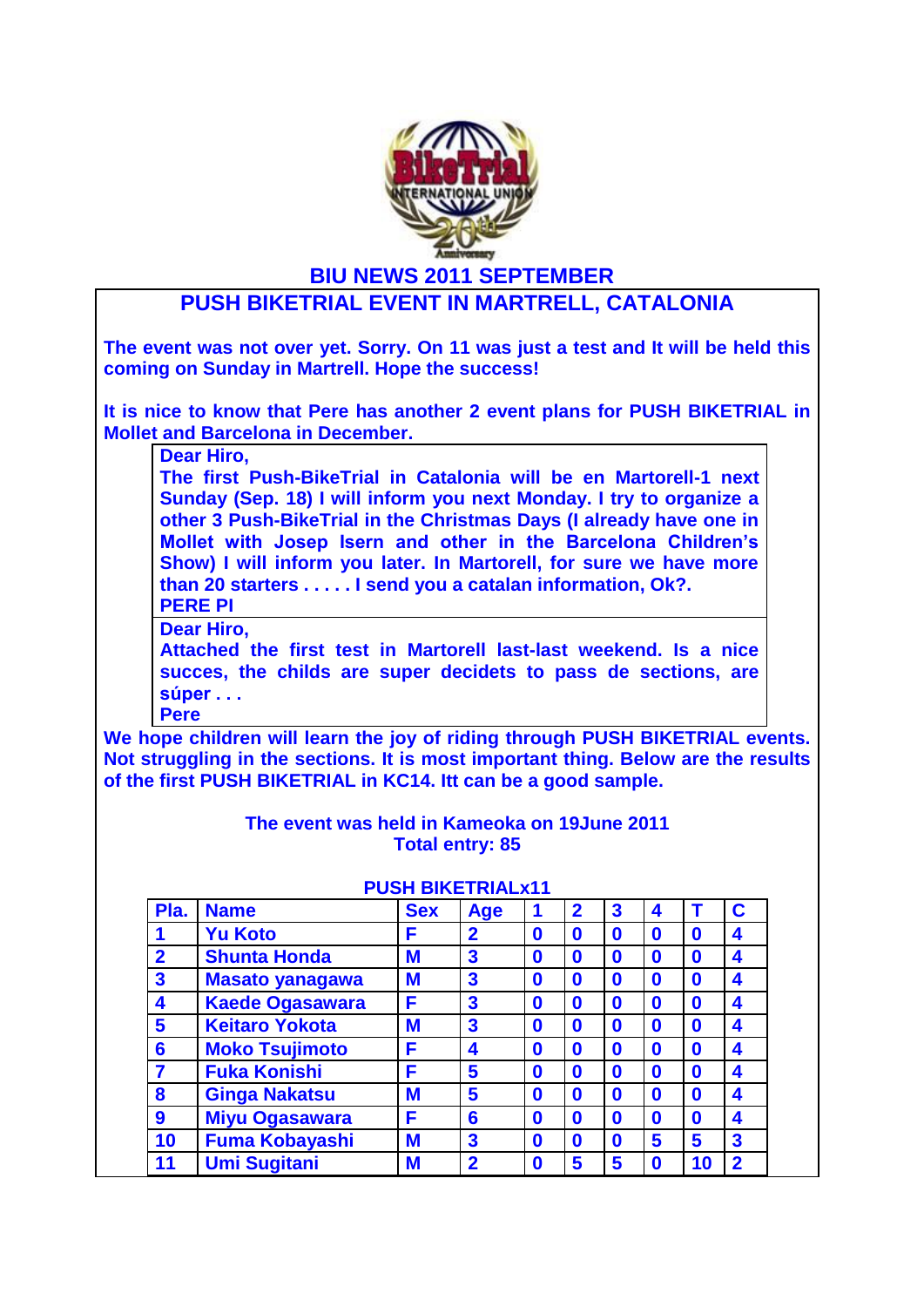# BIU NEWS 2011 SEPTEMBER

## PUSH BIKETRIAL EVENT IN MARTRELL, CATALONIA

**The event was not over yet. Sorry. On 11 was just a test and It will be held this coming on Sunday in Martrell. Hope the success!**

**It is nice to know that Pere has another 2 event plans for PUSH BIKETRIAL in Mollet and Barcelona in December.**

> **Dear Hiro,**
> **The first Push-BikeTrial in Catalonia will be en Martorell-1 next Sunday (Sep. 18) I will inform you next Monday. I try to organize a other 3 Push-BikeTrial in the Christmas Days (I already have one in Mollet with Josep Isern and other in the Barcelona Children's Show) I will inform you later. In Martorell, for sure we have more than 20 starters . . . . . I send you a catalan information, Ok?.**
> **PERE PI**

> **Dear Hiro,**
> **Attached the first test in Martorell last-last weekend. Is a nice succes, the childs are super decidets to pass de sections, are súper . . .**
> **Pere**

**We hope children will learn the joy of riding through PUSH BIKETRIAL events. Not struggling in the sections. It is most important thing. Below are the results of the first PUSH BIKETRIAL in KC14. Itt can be a good sample.**

**The event was held in Kameoka on 19June 2011**
**Total entry: 85**

**PUSH BIKETRIALx11**

| Pla. | Name | Sex | Age | 1 | 2 | 3 | 4 | T | C |
|---|---|---|---|---|---|---|---|---|---|
| 1 | Yu Koto | F | 2 | 0 | 0 | 0 | 0 | 0 | 4 |
| 2 | Shunta Honda | M | 3 | 0 | 0 | 0 | 0 | 0 | 4 |
| 3 | Masato yanagawa | M | 3 | 0 | 0 | 0 | 0 | 0 | 4 |
| 4 | Kaede Ogasawara | F | 3 | 0 | 0 | 0 | 0 | 0 | 4 |
| 5 | Keitaro Yokota | M | 3 | 0 | 0 | 0 | 0 | 0 | 4 |
| 6 | Moko Tsujimoto | F | 4 | 0 | 0 | 0 | 0 | 0 | 4 |
| 7 | Fuka Konishi | F | 5 | 0 | 0 | 0 | 0 | 0 | 4 |
| 8 | Ginga Nakatsu | M | 5 | 0 | 0 | 0 | 0 | 0 | 4 |
| 9 | Miyu Ogasawara | F | 6 | 0 | 0 | 0 | 0 | 0 | 4 |
| 10 | Fuma Kobayashi | M | 3 | 0 | 0 | 0 | 5 | 5 | 3 |
| 11 | Umi Sugitani | M | 2 | 0 | 5 | 5 | 0 | 10 | 2 |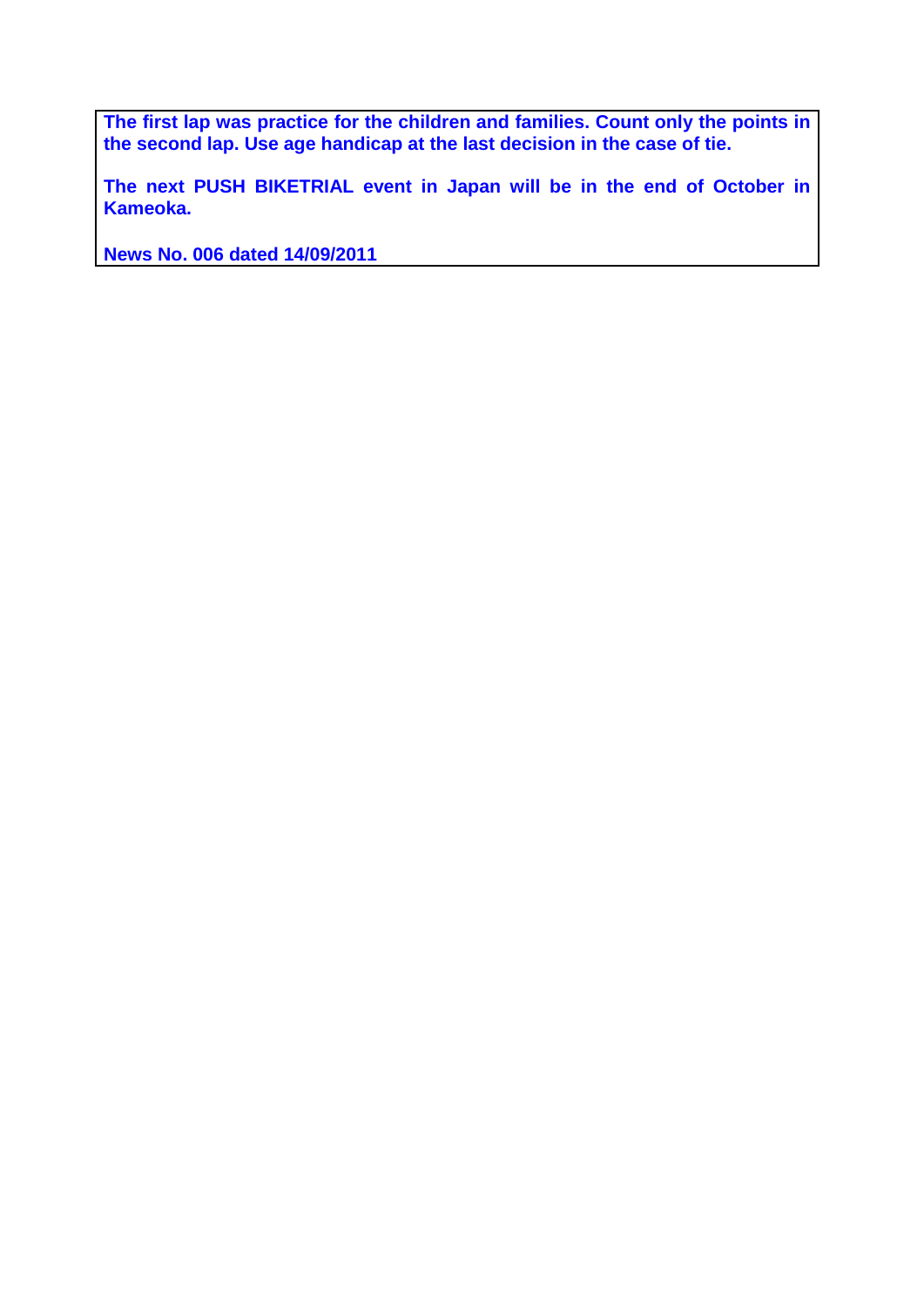**The first lap was practice for the children and families. Count only the points in the second lap. Use age handicap at the last decision in the case of tie.**

**The next PUSH BIKETRIAL event in Japan will be in the end of October in Kameoka.**

**News No. 006 dated 14/09/2011**